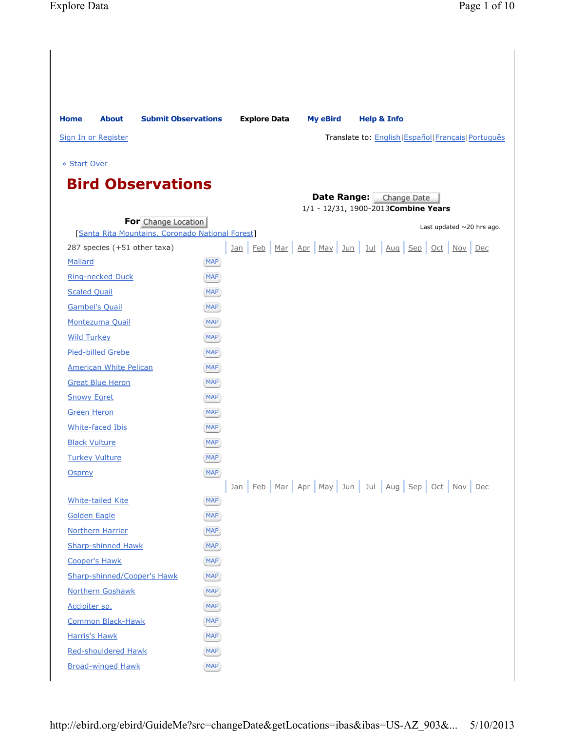Home | About | Submit Observations | Explore Data | My eBird | Help & Info

Sign In or Register

Translate to: English|Español|Français|Português

« Start Over

# Bird Observations

**Date Range:** Change Date
1/1 - 12/31, 1900-2013**Combine Years**

**For** Change Location
[Santa Rita Mountains, Coronado National Forest]

Last updated ~20 hrs ago.

| 287 species (+51 other taxa) | | Jan | Feb | Mar | Apr | May | Jun | Jul | Aug | Sep | Oct | Nov | Dec |
|---|---|---|---|---|---|---|---|---|---|---|---|---|---|
| Mallard | MAP | | | | | | | | | | | | |
| Ring-necked Duck | MAP | | | | | | | | | | | | |
| Scaled Quail | MAP | | | | | | | | | | | | |
| Gambel's Quail | MAP | | | | | | | | | | | | |
| Montezuma Quail | MAP | | | | | | | | | | | | |
| Wild Turkey | MAP | | | | | | | | | | | | |
| Pied-billed Grebe | MAP | | | | | | | | | | | | |
| American White Pelican | MAP | | | | | | | | | | | | |
| Great Blue Heron | MAP | | | | | | | | | | | | |
| Snowy Egret | MAP | | | | | | | | | | | | |
| Green Heron | MAP | | | | | | | | | | | | |
| White-faced Ibis | MAP | | | | | | | | | | | | |
| Black Vulture | MAP | | | | | | | | | | | | |
| Turkey Vulture | MAP | | | | | | | | | | | | |
| Osprey | MAP | | | | | | | | | | | | |
| | | Jan | Feb | Mar | Apr | May | Jun | Jul | Aug | Sep | Oct | Nov | Dec |
| White-tailed Kite | MAP | | | | | | | | | | | | |
| Golden Eagle | MAP | | | | | | | | | | | | |
| Northern Harrier | MAP | | | | | | | | | | | | |
| Sharp-shinned Hawk | MAP | | | | | | | | | | | | |
| Cooper's Hawk | MAP | | | | | | | | | | | | |
| Sharp-shinned/Cooper's Hawk | MAP | | | | | | | | | | | | |
| Northern Goshawk | MAP | | | | | | | | | | | | |
| Accipiter sp. | MAP | | | | | | | | | | | | |
| Common Black-Hawk | MAP | | | | | | | | | | | | |
| Harris's Hawk | MAP | | | | | | | | | | | | |
| Red-shouldered Hawk | MAP | | | | | | | | | | | | |
| Broad-winged Hawk | MAP | | | | | | | | | | | | |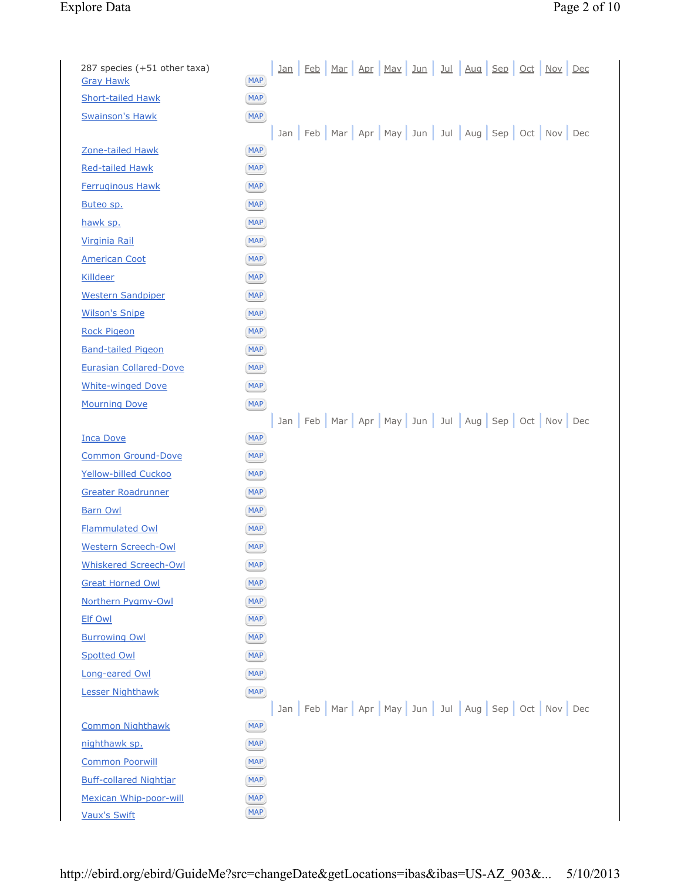287 species (+51 other taxa)

| Species | | Jan | Feb | Mar | Apr | May | Jun | Jul | Aug | Sep | Oct | Nov | Dec |
|---|---|---|---|---|---|---|---|---|---|---|---|---|---|
| Gray Hawk | MAP | | | | | | | | | | | | |
| Short-tailed Hawk | MAP | | | | | | | | | | | | |
| Swainson's Hawk | MAP | | | | | | | | | | | | |
| Zone-tailed Hawk | MAP | | | | | | | | | | | | |
| Red-tailed Hawk | MAP | | | | | | | | | | | | |
| Ferruginous Hawk | MAP | | | | | | | | | | | | |
| Buteo sp. | MAP | | | | | | | | | | | | |
| hawk sp. | MAP | | | | | | | | | | | | |
| Virginia Rail | MAP | | | | | | | | | | | | |
| American Coot | MAP | | | | | | | | | | | | |
| Killdeer | MAP | | | | | | | | | | | | |
| Western Sandpiper | MAP | | | | | | | | | | | | |
| Wilson's Snipe | MAP | | | | | | | | | | | | |
| Rock Pigeon | MAP | | | | | | | | | | | | |
| Band-tailed Pigeon | MAP | | | | | | | | | | | | |
| Eurasian Collared-Dove | MAP | | | | | | | | | | | | |
| White-winged Dove | MAP | | | | | | | | | | | | |
| Mourning Dove | MAP | | | | | | | | | | | | |
| Inca Dove | MAP | | | | | | | | | | | | |
| Common Ground-Dove | MAP | | | | | | | | | | | | |
| Yellow-billed Cuckoo | MAP | | | | | | | | | | | | |
| Greater Roadrunner | MAP | | | | | | | | | | | | |
| Barn Owl | MAP | | | | | | | | | | | | |
| Flammulated Owl | MAP | | | | | | | | | | | | |
| Western Screech-Owl | MAP | | | | | | | | | | | | |
| Whiskered Screech-Owl | MAP | | | | | | | | | | | | |
| Great Horned Owl | MAP | | | | | | | | | | | | |
| Northern Pygmy-Owl | MAP | | | | | | | | | | | | |
| Elf Owl | MAP | | | | | | | | | | | | |
| Burrowing Owl | MAP | | | | | | | | | | | | |
| Spotted Owl | MAP | | | | | | | | | | | | |
| Long-eared Owl | MAP | | | | | | | | | | | | |
| Lesser Nighthawk | MAP | | | | | | | | | | | | |
| Common Nighthawk | MAP | | | | | | | | | | | | |
| nighthawk sp. | MAP | | | | | | | | | | | | |
| Common Poorwill | MAP | | | | | | | | | | | | |
| Buff-collared Nightjar | MAP | | | | | | | | | | | | |
| Mexican Whip-poor-will | MAP | | | | | | | | | | | | |
| Vaux's Swift | MAP | | | | | | | | | | | | |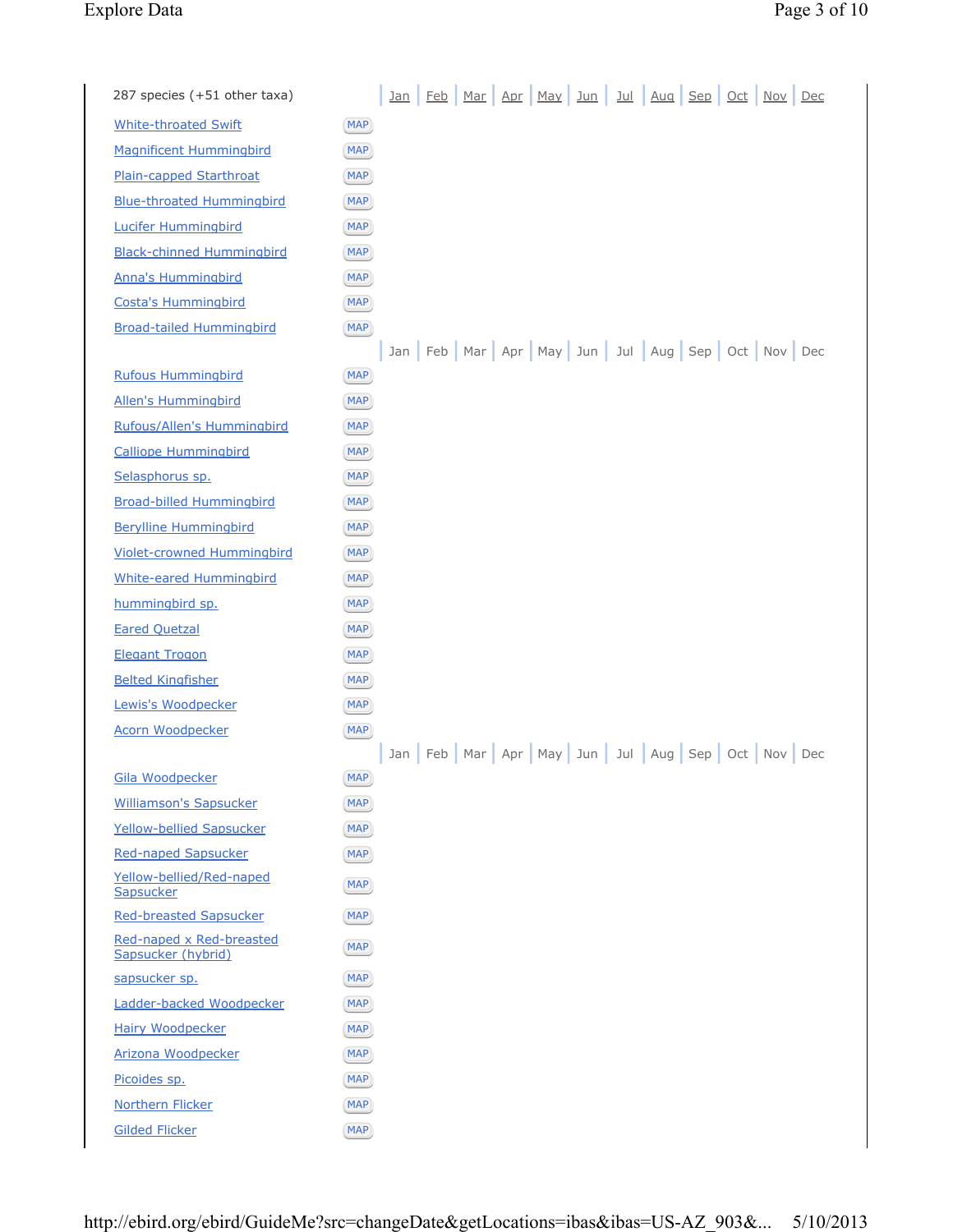| 287 species (+51 other taxa) | | Jan | Feb | Mar | Apr | May | Jun | Jul | Aug | Sep | Oct | Nov | Dec |
|---|---|---|---|---|---|---|---|---|---|---|---|---|---|
| White-throated Swift | MAP | | | | | | | | | | | | |
| Magnificent Hummingbird | MAP | | | | | | | | | | | | |
| Plain-capped Starthroat | MAP | | | | | | | | | | | | |
| Blue-throated Hummingbird | MAP | | | | | | | | | | | | |
| Lucifer Hummingbird | MAP | | | | | | | | | | | | |
| Black-chinned Hummingbird | MAP | | | | | | | | | | | | |
| Anna's Hummingbird | MAP | | | | | | | | | | | | |
| Costa's Hummingbird | MAP | | | | | | | | | | | | |
| Broad-tailed Hummingbird | MAP | | | | | | | | | | | | |
| | | Jan | Feb | Mar | Apr | May | Jun | Jul | Aug | Sep | Oct | Nov | Dec |
| Rufous Hummingbird | MAP | | | | | | | | | | | | |
| Allen's Hummingbird | MAP | | | | | | | | | | | | |
| Rufous/Allen's Hummingbird | MAP | | | | | | | | | | | | |
| Calliope Hummingbird | MAP | | | | | | | | | | | | |
| Selasphorus sp. | MAP | | | | | | | | | | | | |
| Broad-billed Hummingbird | MAP | | | | | | | | | | | | |
| Berylline Hummingbird | MAP | | | | | | | | | | | | |
| Violet-crowned Hummingbird | MAP | | | | | | | | | | | | |
| White-eared Hummingbird | MAP | | | | | | | | | | | | |
| hummingbird sp. | MAP | | | | | | | | | | | | |
| Eared Quetzal | MAP | | | | | | | | | | | | |
| Elegant Trogon | MAP | | | | | | | | | | | | |
| Belted Kingfisher | MAP | | | | | | | | | | | | |
| Lewis's Woodpecker | MAP | | | | | | | | | | | | |
| Acorn Woodpecker | MAP | | | | | | | | | | | | |
| | | Jan | Feb | Mar | Apr | May | Jun | Jul | Aug | Sep | Oct | Nov | Dec |
| Gila Woodpecker | MAP | | | | | | | | | | | | |
| Williamson's Sapsucker | MAP | | | | | | | | | | | | |
| Yellow-bellied Sapsucker | MAP | | | | | | | | | | | | |
| Red-naped Sapsucker | MAP | | | | | | | | | | | | |
| Yellow-bellied/Red-naped Sapsucker | MAP | | | | | | | | | | | | |
| Red-breasted Sapsucker | MAP | | | | | | | | | | | | |
| Red-naped x Red-breasted Sapsucker (hybrid) | MAP | | | | | | | | | | | | |
| sapsucker sp. | MAP | | | | | | | | | | | | |
| Ladder-backed Woodpecker | MAP | | | | | | | | | | | | |
| Hairy Woodpecker | MAP | | | | | | | | | | | | |
| Arizona Woodpecker | MAP | | | | | | | | | | | | |
| Picoides sp. | MAP | | | | | | | | | | | | |
| Northern Flicker | MAP | | | | | | | | | | | | |
| Gilded Flicker | MAP | | | | | | | | | | | | |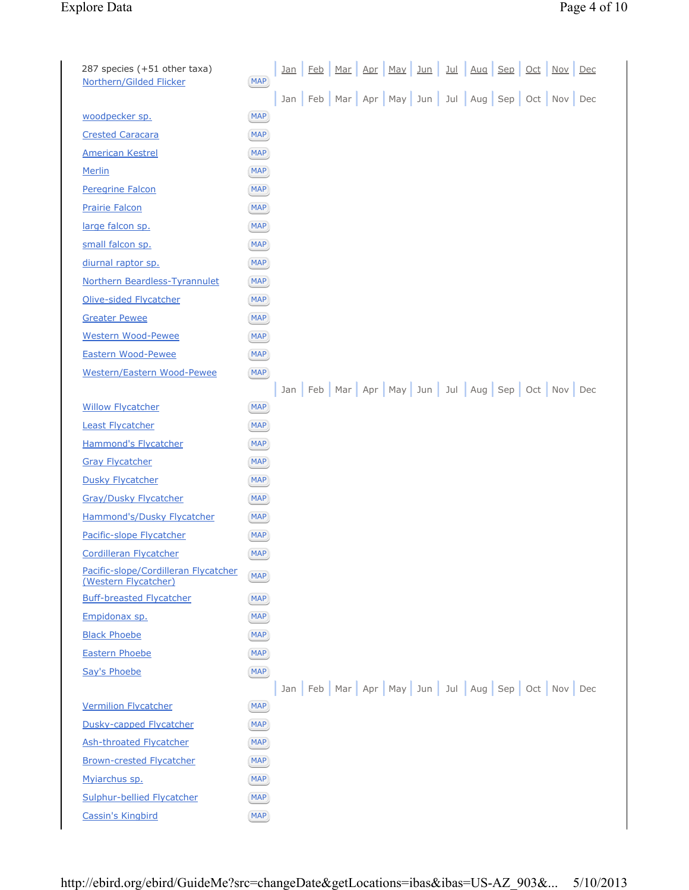| 287 species (+51 other taxa) | | Jan | Feb | Mar | Apr | May | Jun | Jul | Aug | Sep | Oct | Nov | Dec |
|---|---|---|---|---|---|---|---|---|---|---|---|---|---|
| Northern/Gilded Flicker | MAP | | | | | | | | | | | | |
| | | Jan | Feb | Mar | Apr | May | Jun | Jul | Aug | Sep | Oct | Nov | Dec |
| woodpecker sp. | MAP | | | | | | | | | | | | |
| Crested Caracara | MAP | | | | | | | | | | | | |
| American Kestrel | MAP | | | | | | | | | | | | |
| Merlin | MAP | | | | | | | | | | | | |
| Peregrine Falcon | MAP | | | | | | | | | | | | |
| Prairie Falcon | MAP | | | | | | | | | | | | |
| large falcon sp. | MAP | | | | | | | | | | | | |
| small falcon sp. | MAP | | | | | | | | | | | | |
| diurnal raptor sp. | MAP | | | | | | | | | | | | |
| Northern Beardless-Tyrannulet | MAP | | | | | | | | | | | | |
| Olive-sided Flycatcher | MAP | | | | | | | | | | | | |
| Greater Pewee | MAP | | | | | | | | | | | | |
| Western Wood-Pewee | MAP | | | | | | | | | | | | |
| Eastern Wood-Pewee | MAP | | | | | | | | | | | | |
| Western/Eastern Wood-Pewee | MAP | | | | | | | | | | | | |
| | | Jan | Feb | Mar | Apr | May | Jun | Jul | Aug | Sep | Oct | Nov | Dec |
| Willow Flycatcher | MAP | | | | | | | | | | | | |
| Least Flycatcher | MAP | | | | | | | | | | | | |
| Hammond's Flycatcher | MAP | | | | | | | | | | | | |
| Gray Flycatcher | MAP | | | | | | | | | | | | |
| Dusky Flycatcher | MAP | | | | | | | | | | | | |
| Gray/Dusky Flycatcher | MAP | | | | | | | | | | | | |
| Hammond's/Dusky Flycatcher | MAP | | | | | | | | | | | | |
| Pacific-slope Flycatcher | MAP | | | | | | | | | | | | |
| Cordilleran Flycatcher | MAP | | | | | | | | | | | | |
| Pacific-slope/Cordilleran Flycatcher (Western Flycatcher) | MAP | | | | | | | | | | | | |
| Buff-breasted Flycatcher | MAP | | | | | | | | | | | | |
| Empidonax sp. | MAP | | | | | | | | | | | | |
| Black Phoebe | MAP | | | | | | | | | | | | |
| Eastern Phoebe | MAP | | | | | | | | | | | | |
| Say's Phoebe | MAP | | | | | | | | | | | | |
| | | Jan | Feb | Mar | Apr | May | Jun | Jul | Aug | Sep | Oct | Nov | Dec |
| Vermilion Flycatcher | MAP | | | | | | | | | | | | |
| Dusky-capped Flycatcher | MAP | | | | | | | | | | | | |
| Ash-throated Flycatcher | MAP | | | | | | | | | | | | |
| Brown-crested Flycatcher | MAP | | | | | | | | | | | | |
| Myiarchus sp. | MAP | | | | | | | | | | | | |
| Sulphur-bellied Flycatcher | MAP | | | | | | | | | | | | |
| Cassin's Kingbird | MAP | | | | | | | | | | | | |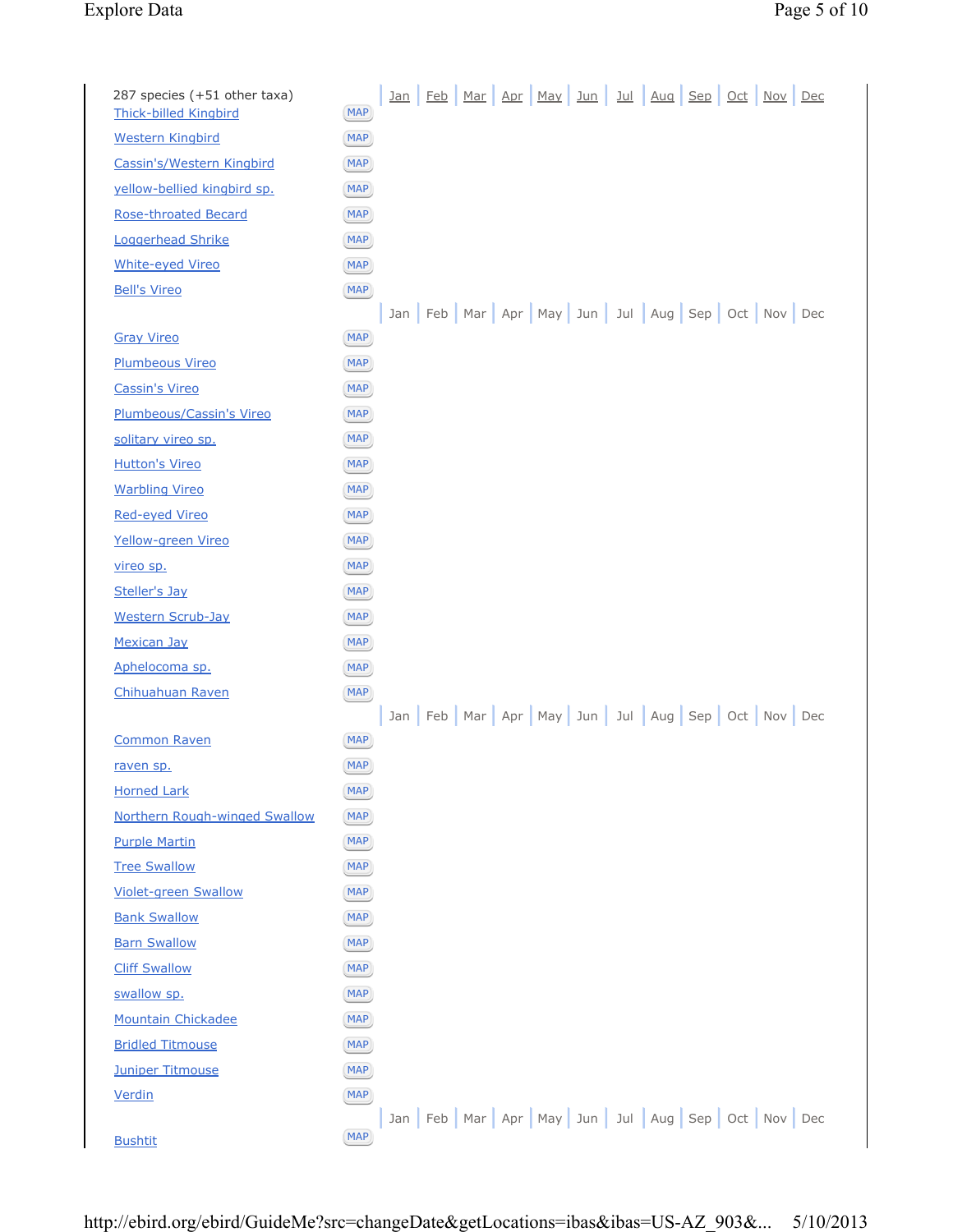| 287 species (+51 other taxa) | | Jan | Feb | Mar | Apr | May | Jun | Jul | Aug | Sep | Oct | Nov | Dec |
|---|---|---|---|---|---|---|---|---|---|---|---|---|---|
| Thick-billed Kingbird | MAP | | | | | | | | | | | | |
| Western Kingbird | MAP | | | | | | | | | | | | |
| Cassin's/Western Kingbird | MAP | | | | | | | | | | | | |
| yellow-bellied kingbird sp. | MAP | | | | | | | | | | | | |
| Rose-throated Becard | MAP | | | | | | | | | | | | |
| Loggerhead Shrike | MAP | | | | | | | | | | | | |
| White-eyed Vireo | MAP | | | | | | | | | | | | |
| Bell's Vireo | MAP | | | | | | | | | | | | |
| | | Jan | Feb | Mar | Apr | May | Jun | Jul | Aug | Sep | Oct | Nov | Dec |
| Gray Vireo | MAP | | | | | | | | | | | | |
| Plumbeous Vireo | MAP | | | | | | | | | | | | |
| Cassin's Vireo | MAP | | | | | | | | | | | | |
| Plumbeous/Cassin's Vireo | MAP | | | | | | | | | | | | |
| solitary vireo sp. | MAP | | | | | | | | | | | | |
| Hutton's Vireo | MAP | | | | | | | | | | | | |
| Warbling Vireo | MAP | | | | | | | | | | | | |
| Red-eyed Vireo | MAP | | | | | | | | | | | | |
| Yellow-green Vireo | MAP | | | | | | | | | | | | |
| vireo sp. | MAP | | | | | | | | | | | | |
| Steller's Jay | MAP | | | | | | | | | | | | |
| Western Scrub-Jay | MAP | | | | | | | | | | | | |
| Mexican Jay | MAP | | | | | | | | | | | | |
| Aphelocoma sp. | MAP | | | | | | | | | | | | |
| Chihuahuan Raven | MAP | | | | | | | | | | | | |
| | | Jan | Feb | Mar | Apr | May | Jun | Jul | Aug | Sep | Oct | Nov | Dec |
| Common Raven | MAP | | | | | | | | | | | | |
| raven sp. | MAP | | | | | | | | | | | | |
| Horned Lark | MAP | | | | | | | | | | | | |
| Northern Rough-winged Swallow | MAP | | | | | | | | | | | | |
| Purple Martin | MAP | | | | | | | | | | | | |
| Tree Swallow | MAP | | | | | | | | | | | | |
| Violet-green Swallow | MAP | | | | | | | | | | | | |
| Bank Swallow | MAP | | | | | | | | | | | | |
| Barn Swallow | MAP | | | | | | | | | | | | |
| Cliff Swallow | MAP | | | | | | | | | | | | |
| swallow sp. | MAP | | | | | | | | | | | | |
| Mountain Chickadee | MAP | | | | | | | | | | | | |
| Bridled Titmouse | MAP | | | | | | | | | | | | |
| Juniper Titmouse | MAP | | | | | | | | | | | | |
| Verdin | MAP | | | | | | | | | | | | |
| | | Jan | Feb | Mar | Apr | May | Jun | Jul | Aug | Sep | Oct | Nov | Dec |
| Bushtit | MAP | | | | | | | | | | | | |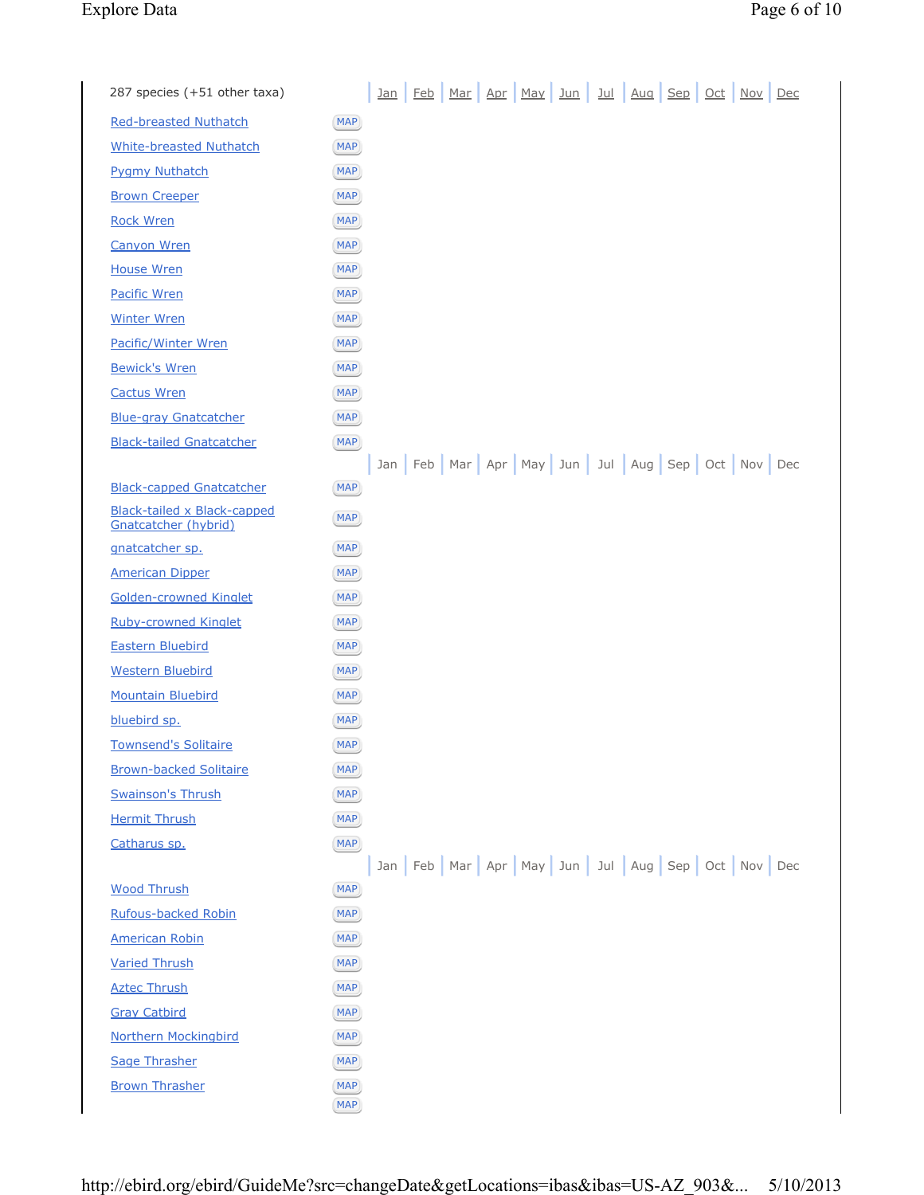| 287 species (+51 other taxa) | | Jan | Feb | Mar | Apr | May | Jun | Jul | Aug | Sep | Oct | Nov | Dec |
|---|---|---|---|---|---|---|---|---|---|---|---|---|---|
| Red-breasted Nuthatch | MAP | | | | | | | | | | | | |
| White-breasted Nuthatch | MAP | | | | | | | | | | | | |
| Pygmy Nuthatch | MAP | | | | | | | | | | | | |
| Brown Creeper | MAP | | | | | | | | | | | | |
| Rock Wren | MAP | | | | | | | | | | | | |
| Canyon Wren | MAP | | | | | | | | | | | | |
| House Wren | MAP | | | | | | | | | | | | |
| Pacific Wren | MAP | | | | | | | | | | | | |
| Winter Wren | MAP | | | | | | | | | | | | |
| Pacific/Winter Wren | MAP | | | | | | | | | | | | |
| Bewick's Wren | MAP | | | | | | | | | | | | |
| Cactus Wren | MAP | | | | | | | | | | | | |
| Blue-gray Gnatcatcher | MAP | | | | | | | | | | | | |
| Black-tailed Gnatcatcher | MAP | | | | | | | | | | | | |
| Black-capped Gnatcatcher | MAP | | | | | | | | | | | | |
| Black-tailed x Black-capped Gnatcatcher (hybrid) | MAP | | | | | | | | | | | | |
| gnatcatcher sp. | MAP | | | | | | | | | | | | |
| American Dipper | MAP | | | | | | | | | | | | |
| Golden-crowned Kinglet | MAP | | | | | | | | | | | | |
| Ruby-crowned Kinglet | MAP | | | | | | | | | | | | |
| Eastern Bluebird | MAP | | | | | | | | | | | | |
| Western Bluebird | MAP | | | | | | | | | | | | |
| Mountain Bluebird | MAP | | | | | | | | | | | | |
| bluebird sp. | MAP | | | | | | | | | | | | |
| Townsend's Solitaire | MAP | | | | | | | | | | | | |
| Brown-backed Solitaire | MAP | | | | | | | | | | | | |
| Swainson's Thrush | MAP | | | | | | | | | | | | |
| Hermit Thrush | MAP | | | | | | | | | | | | |
| Catharus sp. | MAP | | | | | | | | | | | | |
| Wood Thrush | MAP | | | | | | | | | | | | |
| Rufous-backed Robin | MAP | | | | | | | | | | | | |
| American Robin | MAP | | | | | | | | | | | | |
| Varied Thrush | MAP | | | | | | | | | | | | |
| Aztec Thrush | MAP | | | | | | | | | | | | |
| Gray Catbird | MAP | | | | | | | | | | | | |
| Northern Mockingbird | MAP | | | | | | | | | | | | |
| Sage Thrasher | MAP | | | | | | | | | | | | |
| Brown Thrasher | MAP | | | | | | | | | | | | |
| | MAP | | | | | | | | | | | | |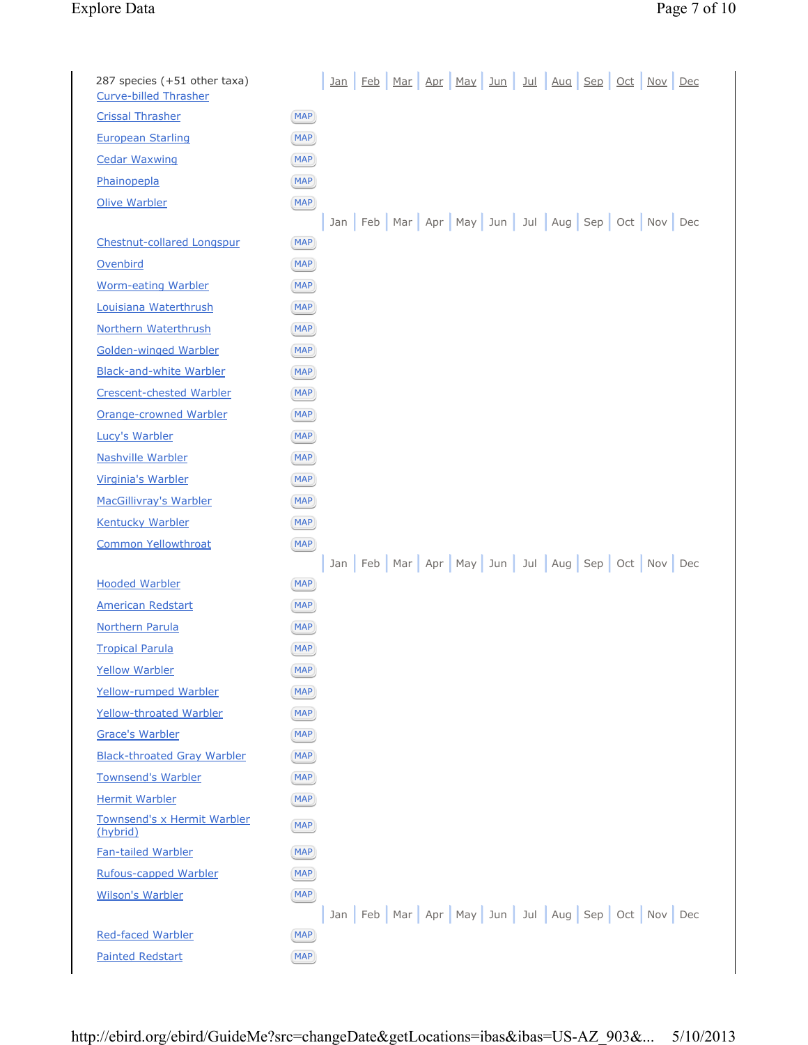287 species (+51 other taxa)

| Species | | Jan | Feb | Mar | Apr | May | Jun | Jul | Aug | Sep | Oct | Nov | Dec |
|---|---|---|---|---|---|---|---|---|---|---|---|---|---|
| Curve-billed Thrasher | | | | | | | | | | | | | |
| Crissal Thrasher | MAP | | | | | | | | | | | | |
| European Starling | MAP | | | | | | | | | | | | |
| Cedar Waxwing | MAP | | | | | | | | | | | | |
| Phainopepla | MAP | | | | | | | | | | | | |
| Olive Warbler | MAP | | | | | | | | | | | | |
| | | Jan | Feb | Mar | Apr | May | Jun | Jul | Aug | Sep | Oct | Nov | Dec |
| Chestnut-collared Longspur | MAP | | | | | | | | | | | | |
| Ovenbird | MAP | | | | | | | | | | | | |
| Worm-eating Warbler | MAP | | | | | | | | | | | | |
| Louisiana Waterthrush | MAP | | | | | | | | | | | | |
| Northern Waterthrush | MAP | | | | | | | | | | | | |
| Golden-winged Warbler | MAP | | | | | | | | | | | | |
| Black-and-white Warbler | MAP | | | | | | | | | | | | |
| Crescent-chested Warbler | MAP | | | | | | | | | | | | |
| Orange-crowned Warbler | MAP | | | | | | | | | | | | |
| Lucy's Warbler | MAP | | | | | | | | | | | | |
| Nashville Warbler | MAP | | | | | | | | | | | | |
| Virginia's Warbler | MAP | | | | | | | | | | | | |
| MacGillivray's Warbler | MAP | | | | | | | | | | | | |
| Kentucky Warbler | MAP | | | | | | | | | | | | |
| Common Yellowthroat | MAP | | | | | | | | | | | | |
| | | Jan | Feb | Mar | Apr | May | Jun | Jul | Aug | Sep | Oct | Nov | Dec |
| Hooded Warbler | MAP | | | | | | | | | | | | |
| American Redstart | MAP | | | | | | | | | | | | |
| Northern Parula | MAP | | | | | | | | | | | | |
| Tropical Parula | MAP | | | | | | | | | | | | |
| Yellow Warbler | MAP | | | | | | | | | | | | |
| Yellow-rumped Warbler | MAP | | | | | | | | | | | | |
| Yellow-throated Warbler | MAP | | | | | | | | | | | | |
| Grace's Warbler | MAP | | | | | | | | | | | | |
| Black-throated Gray Warbler | MAP | | | | | | | | | | | | |
| Townsend's Warbler | MAP | | | | | | | | | | | | |
| Hermit Warbler | MAP | | | | | | | | | | | | |
| Townsend's x Hermit Warbler (hybrid) | MAP | | | | | | | | | | | | |
| Fan-tailed Warbler | MAP | | | | | | | | | | | | |
| Rufous-capped Warbler | MAP | | | | | | | | | | | | |
| Wilson's Warbler | MAP | | | | | | | | | | | | |
| | | Jan | Feb | Mar | Apr | May | Jun | Jul | Aug | Sep | Oct | Nov | Dec |
| Red-faced Warbler | MAP | | | | | | | | | | | | |
| Painted Redstart | MAP | | | | | | | | | | | | |

http://ebird.org/ebird/GuideMe?src=changeDate&getLocations=ibas&ibas=US-AZ_903&... 5/10/2013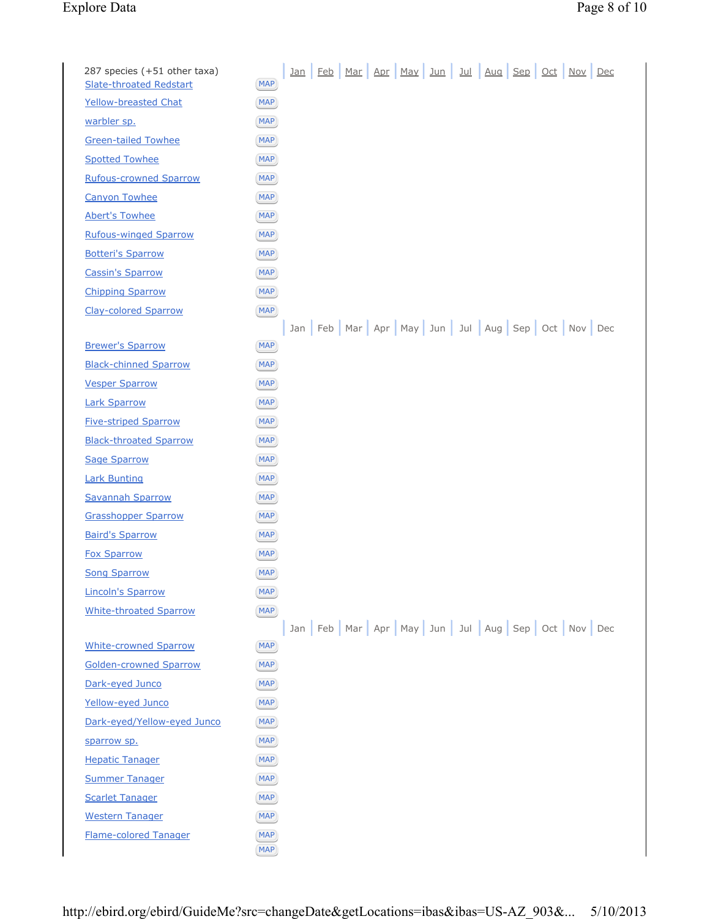287 species (+51 other taxa)

| | | Jan | Feb | Mar | Apr | May | Jun | Jul | Aug | Sep | Oct | Nov | Dec |
|---|---|---|---|---|---|---|---|---|---|---|---|---|---|
| Slate-throated Redstart | MAP | | | | | | | | | | | | |
| Yellow-breasted Chat | MAP | | | | | | | | | | | | |
| warbler sp. | MAP | | | | | | | | | | | | |
| Green-tailed Towhee | MAP | | | | | | | | | | | | |
| Spotted Towhee | MAP | | | | | | | | | | | | |
| Rufous-crowned Sparrow | MAP | | | | | | | | | | | | |
| Canyon Towhee | MAP | | | | | | | | | | | | |
| Abert's Towhee | MAP | | | | | | | | | | | | |
| Rufous-winged Sparrow | MAP | | | | | | | | | | | | |
| Botteri's Sparrow | MAP | | | | | | | | | | | | |
| Cassin's Sparrow | MAP | | | | | | | | | | | | |
| Chipping Sparrow | MAP | | | | | | | | | | | | |
| Clay-colored Sparrow | MAP | | | | | | | | | | | | |
| | | Jan | Feb | Mar | Apr | May | Jun | Jul | Aug | Sep | Oct | Nov | Dec |
| Brewer's Sparrow | MAP | | | | | | | | | | | | |
| Black-chinned Sparrow | MAP | | | | | | | | | | | | |
| Vesper Sparrow | MAP | | | | | | | | | | | | |
| Lark Sparrow | MAP | | | | | | | | | | | | |
| Five-striped Sparrow | MAP | | | | | | | | | | | | |
| Black-throated Sparrow | MAP | | | | | | | | | | | | |
| Sage Sparrow | MAP | | | | | | | | | | | | |
| Lark Bunting | MAP | | | | | | | | | | | | |
| Savannah Sparrow | MAP | | | | | | | | | | | | |
| Grasshopper Sparrow | MAP | | | | | | | | | | | | |
| Baird's Sparrow | MAP | | | | | | | | | | | | |
| Fox Sparrow | MAP | | | | | | | | | | | | |
| Song Sparrow | MAP | | | | | | | | | | | | |
| Lincoln's Sparrow | MAP | | | | | | | | | | | | |
| White-throated Sparrow | MAP | | | | | | | | | | | | |
| | | Jan | Feb | Mar | Apr | May | Jun | Jul | Aug | Sep | Oct | Nov | Dec |
| White-crowned Sparrow | MAP | | | | | | | | | | | | |
| Golden-crowned Sparrow | MAP | | | | | | | | | | | | |
| Dark-eyed Junco | MAP | | | | | | | | | | | | |
| Yellow-eyed Junco | MAP | | | | | | | | | | | | |
| Dark-eyed/Yellow-eyed Junco | MAP | | | | | | | | | | | | |
| sparrow sp. | MAP | | | | | | | | | | | | |
| Hepatic Tanager | MAP | | | | | | | | | | | | |
| Summer Tanager | MAP | | | | | | | | | | | | |
| Scarlet Tanager | MAP | | | | | | | | | | | | |
| Western Tanager | MAP | | | | | | | | | | | | |
| Flame-colored Tanager | MAP | | | | | | | | | | | | |
| | MAP | | | | | | | | | | | | |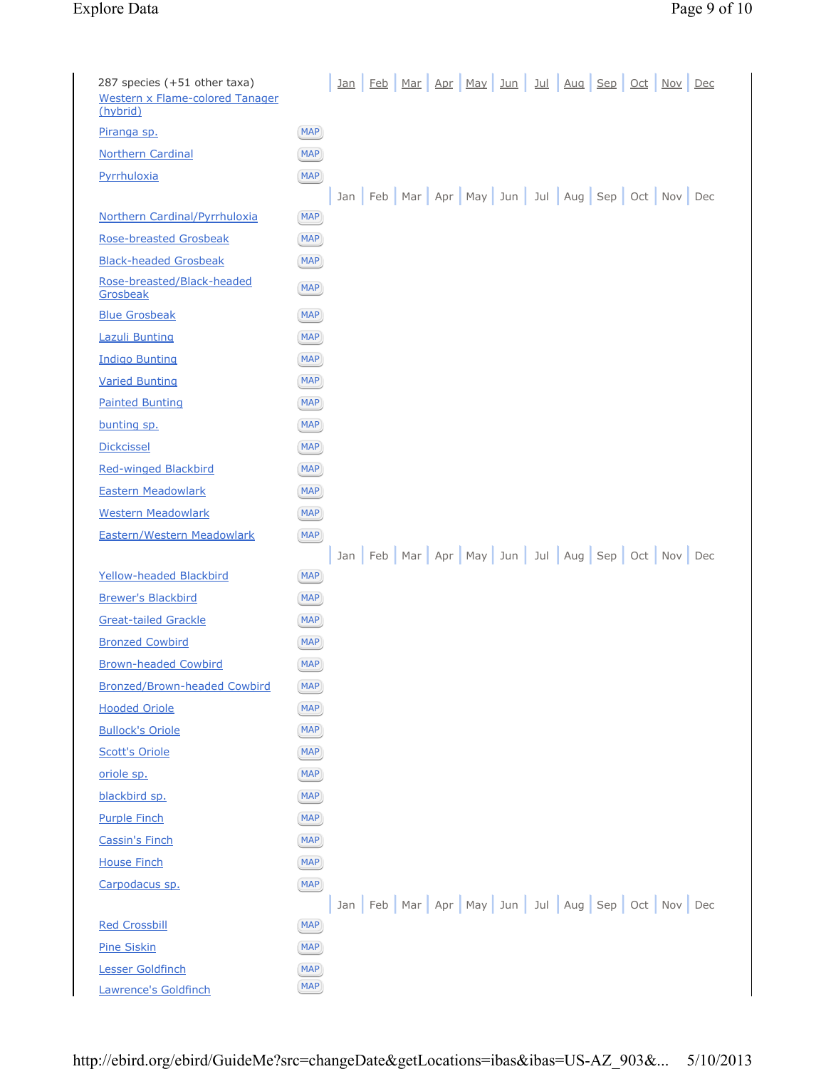287 species (+51 other taxa)

| Species | | Jan | Feb | Mar | Apr | May | Jun | Jul | Aug | Sep | Oct | Nov | Dec |
|---|---|---|---|---|---|---|---|---|---|---|---|---|---|
| Western x Flame-colored Tanager (hybrid) | | | | | | | | | | | | | |
| Piranga sp. | MAP | | | | | | | | | | | | |
| Northern Cardinal | MAP | | | | | | | | | | | | |
| Pyrrhuloxia | MAP | | | | | | | | | | | | |
| Northern Cardinal/Pyrrhuloxia | MAP | | | | | | | | | | | | |
| Rose-breasted Grosbeak | MAP | | | | | | | | | | | | |
| Black-headed Grosbeak | MAP | | | | | | | | | | | | |
| Rose-breasted/Black-headed Grosbeak | MAP | | | | | | | | | | | | |
| Blue Grosbeak | MAP | | | | | | | | | | | | |
| Lazuli Bunting | MAP | | | | | | | | | | | | |
| Indigo Bunting | MAP | | | | | | | | | | | | |
| Varied Bunting | MAP | | | | | | | | | | | | |
| Painted Bunting | MAP | | | | | | | | | | | | |
| bunting sp. | MAP | | | | | | | | | | | | |
| Dickcissel | MAP | | | | | | | | | | | | |
| Red-winged Blackbird | MAP | | | | | | | | | | | | |
| Eastern Meadowlark | MAP | | | | | | | | | | | | |
| Western Meadowlark | MAP | | | | | | | | | | | | |
| Eastern/Western Meadowlark | MAP | | | | | | | | | | | | |
| Yellow-headed Blackbird | MAP | | | | | | | | | | | | |
| Brewer's Blackbird | MAP | | | | | | | | | | | | |
| Great-tailed Grackle | MAP | | | | | | | | | | | | |
| Bronzed Cowbird | MAP | | | | | | | | | | | | |
| Brown-headed Cowbird | MAP | | | | | | | | | | | | |
| Bronzed/Brown-headed Cowbird | MAP | | | | | | | | | | | | |
| Hooded Oriole | MAP | | | | | | | | | | | | |
| Bullock's Oriole | MAP | | | | | | | | | | | | |
| Scott's Oriole | MAP | | | | | | | | | | | | |
| oriole sp. | MAP | | | | | | | | | | | | |
| blackbird sp. | MAP | | | | | | | | | | | | |
| Purple Finch | MAP | | | | | | | | | | | | |
| Cassin's Finch | MAP | | | | | | | | | | | | |
| House Finch | MAP | | | | | | | | | | | | |
| Carpodacus sp. | MAP | | | | | | | | | | | | |
| Red Crossbill | MAP | | | | | | | | | | | | |
| Pine Siskin | MAP | | | | | | | | | | | | |
| Lesser Goldfinch | MAP | | | | | | | | | | | | |
| Lawrence's Goldfinch | MAP | | | | | | | | | | | | |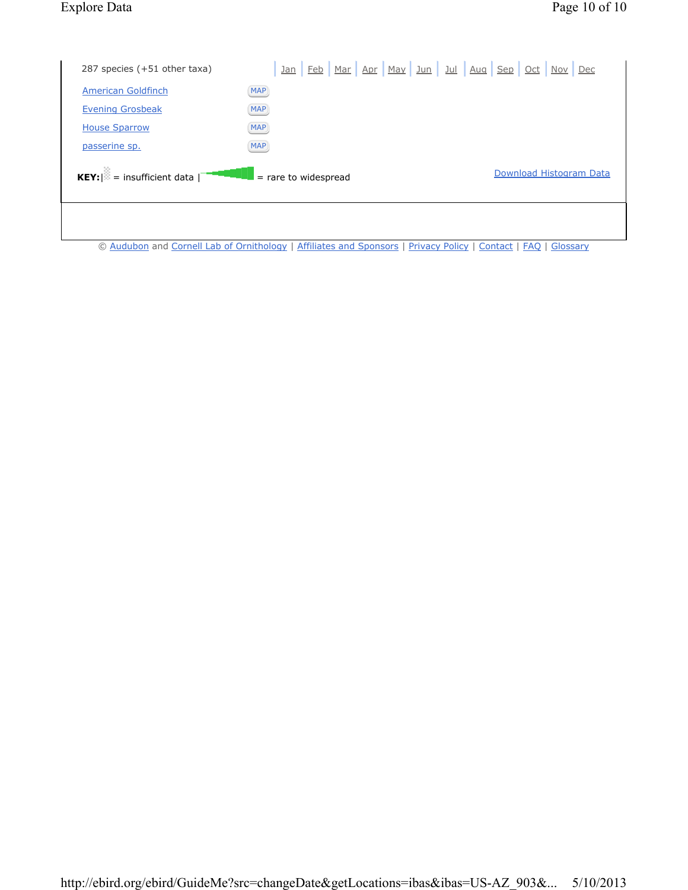287 species (+51 other taxa)

| | | Jan | Feb | Mar | Apr | May | Jun | Jul | Aug | Sep | Oct | Nov | Dec |
|---|---|---|---|---|---|---|---|---|---|---|---|---|---|
| American Goldfinch | MAP | | | | | | | | | | | | |
| Evening Grosbeak | MAP | | | | | | | | | | | | |
| House Sparrow | MAP | | | | | | | | | | | | |
| passerine sp. | MAP | | | | | | | | | | | | |

**KEY:** = insufficient data | = rare to widespread

Download Histogram Data

© Audubon and Cornell Lab of Ornithology | Affiliates and Sponsors | Privacy Policy | Contact | FAQ | Glossary